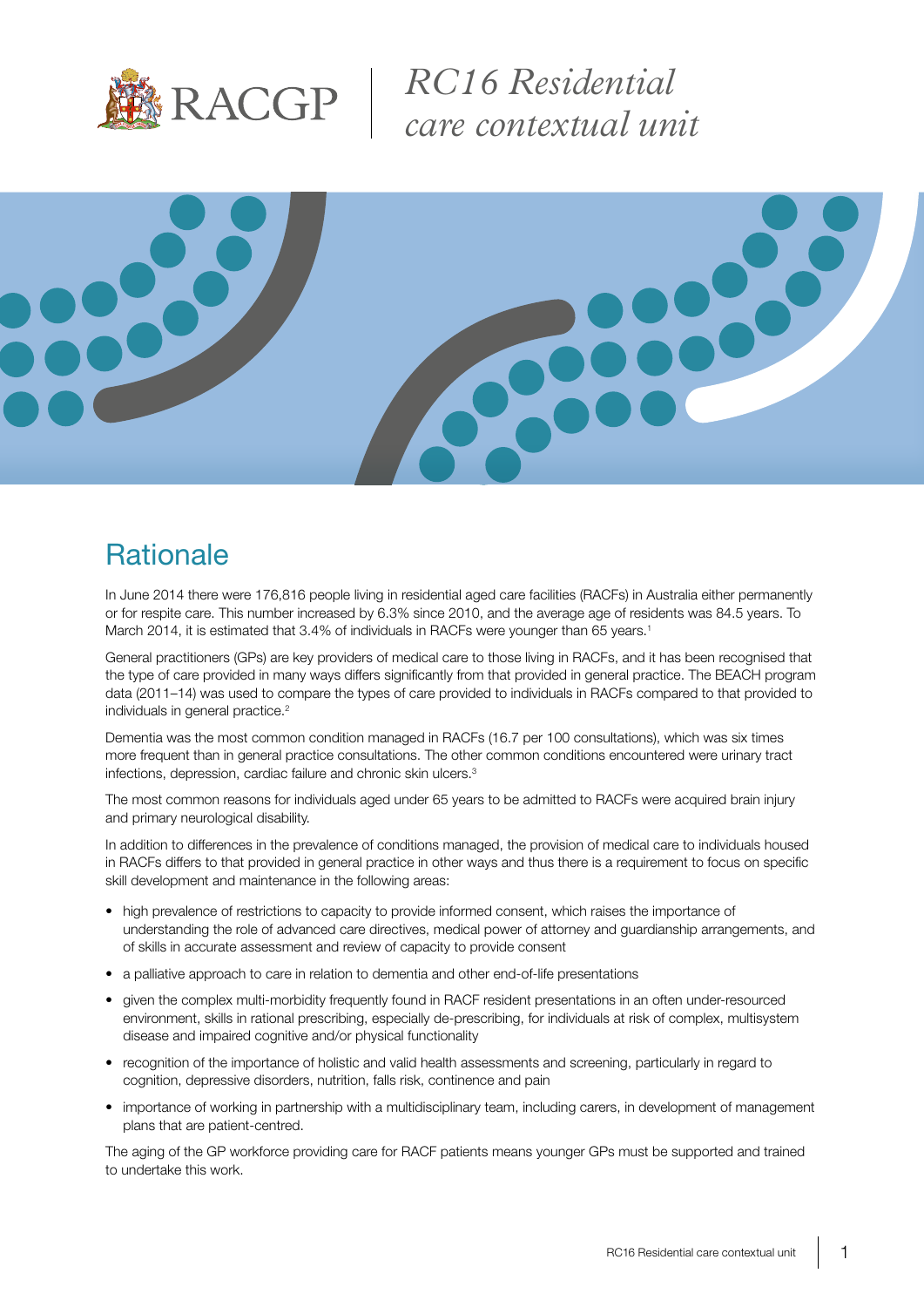# RC16 Residential care contextual unit

## Rationale

In June 2014 there were 176,816 people living in residential aged care facilities (RACFs) in Australia either permanently or for respite care. This number increased by 6.3% since 2010, and the average age of residents was 84.5 years. To March 2014, it is estimated that 3.4% of individuals in RACFs were younger than 65 years.[1]

General practitioners (GPs) are key providers of medical care to those living in RACFs, and it has been recognised that the type of care provided in many ways differs significantly from that provided in general practice. The BEACH program data (2011–14) was used to compare the types of care provided to individuals in RACFs compared to that provided to individuals in general practice.[2]

Dementia was the most common condition managed in RACFs (16.7 per 100 consultations), which was six times more frequent than in general practice consultations. The other common conditions encountered were urinary tract infections, depression, cardiac failure and chronic skin ulcers.[3]

The most common reasons for individuals aged under 65 years to be admitted to RACFs were acquired brain injury and primary neurological disability.

In addition to differences in the prevalence of conditions managed, the provision of medical care to individuals housed in RACFs differs to that provided in general practice in other ways and thus there is a requirement to focus on specific skill development and maintenance in the following areas:

- high prevalence of restrictions to capacity to provide informed consent, which raises the importance of understanding the role of advanced care directives, medical power of attorney and guardianship arrangements, and of skills in accurate assessment and review of capacity to provide consent
- a palliative approach to care in relation to dementia and other end-of-life presentations
- given the complex multi-morbidity frequently found in RACF resident presentations in an often under-resourced environment, skills in rational prescribing, especially de-prescribing, for individuals at risk of complex, multisystem disease and impaired cognitive and/or physical functionality
- recognition of the importance of holistic and valid health assessments and screening, particularly in regard to cognition, depressive disorders, nutrition, falls risk, continence and pain
- importance of working in partnership with a multidisciplinary team, including carers, in development of management plans that are patient-centred.

The aging of the GP workforce providing care for RACF patients means younger GPs must be supported and trained to undertake this work.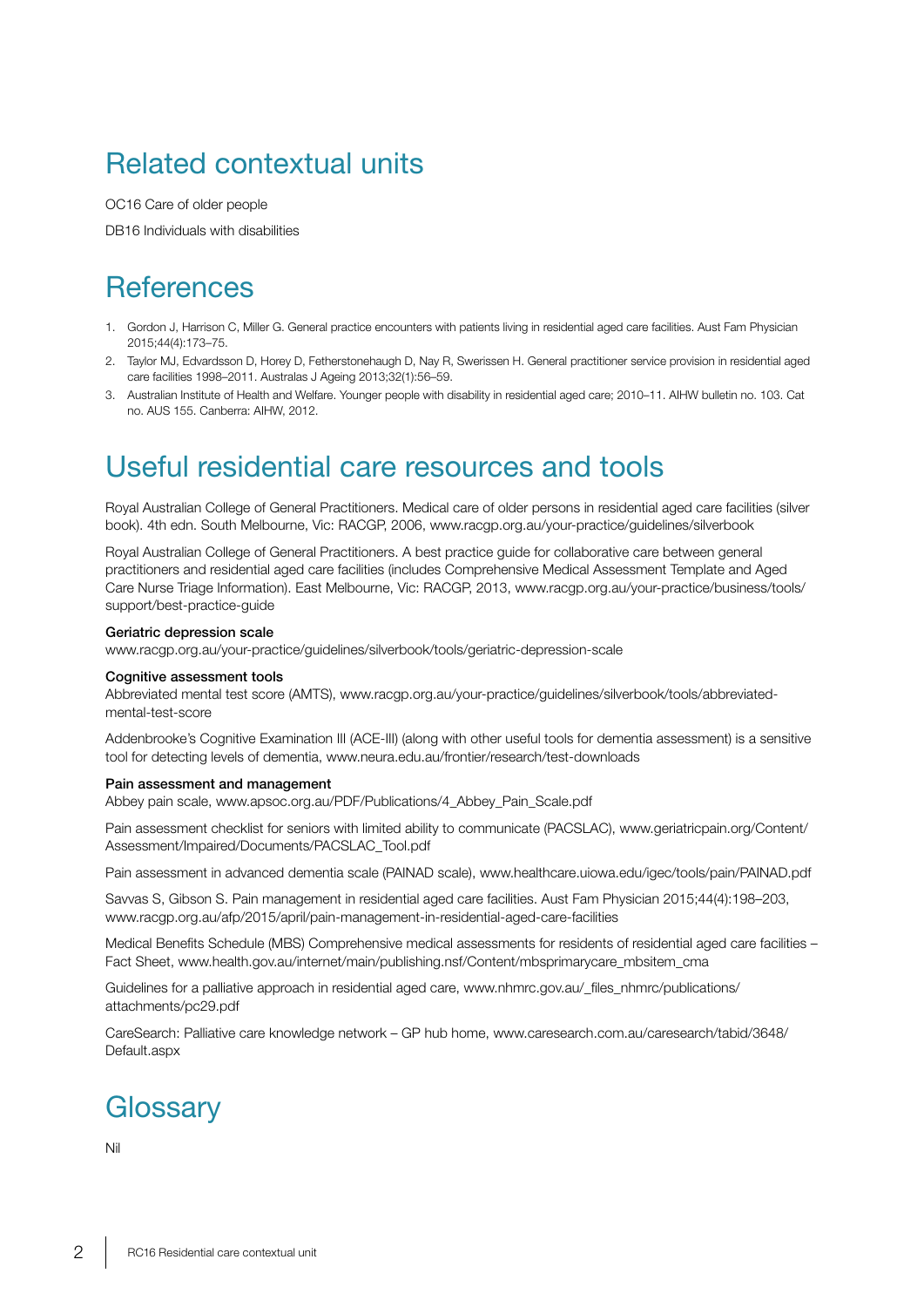## Related contextual units

OC16 Care of older people

DB16 Individuals with disabilities

## References

1. Gordon J, Harrison C, Miller G. General practice encounters with patients living in residential aged care facilities. Aust Fam Physician 2015;44(4):173–75.
2. Taylor MJ, Edvardsson D, Horey D, Fetherstonehaugh D, Nay R, Swerissen H. General practitioner service provision in residential aged care facilities 1998–2011. Australas J Ageing 2013;32(1):56–59.
3. Australian Institute of Health and Welfare. Younger people with disability in residential aged care; 2010–11. AIHW bulletin no. 103. Cat no. AUS 155. Canberra: AIHW, 2012.

## Useful residential care resources and tools

Royal Australian College of General Practitioners. Medical care of older persons in residential aged care facilities (silver book). 4th edn. South Melbourne, Vic: RACGP, 2006, www.racgp.org.au/your-practice/guidelines/silverbook

Royal Australian College of General Practitioners. A best practice guide for collaborative care between general practitioners and residential aged care facilities (includes Comprehensive Medical Assessment Template and Aged Care Nurse Triage Information). East Melbourne, Vic: RACGP, 2013, www.racgp.org.au/your-practice/business/tools/support/best-practice-guide

**Geriatric depression scale**
www.racgp.org.au/your-practice/guidelines/silverbook/tools/geriatric-depression-scale

**Cognitive assessment tools**
Abbreviated mental test score (AMTS), www.racgp.org.au/your-practice/guidelines/silverbook/tools/abbreviated-mental-test-score

Addenbrooke's Cognitive Examination III (ACE-III) (along with other useful tools for dementia assessment) is a sensitive tool for detecting levels of dementia, www.neura.edu.au/frontier/research/test-downloads

**Pain assessment and management**
Abbey pain scale, www.apsoc.org.au/PDF/Publications/4_Abbey_Pain_Scale.pdf

Pain assessment checklist for seniors with limited ability to communicate (PACSLAC), www.geriatricpain.org/Content/Assessment/Impaired/Documents/PACSLAC_Tool.pdf

Pain assessment in advanced dementia scale (PAINAD scale), www.healthcare.uiowa.edu/igec/tools/pain/PAINAD.pdf

Savvas S, Gibson S. Pain management in residential aged care facilities. Aust Fam Physician 2015;44(4):198–203, www.racgp.org.au/afp/2015/april/pain-management-in-residential-aged-care-facilities

Medical Benefits Schedule (MBS) Comprehensive medical assessments for residents of residential aged care facilities – Fact Sheet, www.health.gov.au/internet/main/publishing.nsf/Content/mbsprimarycare_mbsitem_cma

Guidelines for a palliative approach in residential aged care, www.nhmrc.gov.au/_files_nhmrc/publications/attachments/pc29.pdf

CareSearch: Palliative care knowledge network – GP hub home, www.caresearch.com.au/caresearch/tabid/3648/Default.aspx

## Glossary

Nil